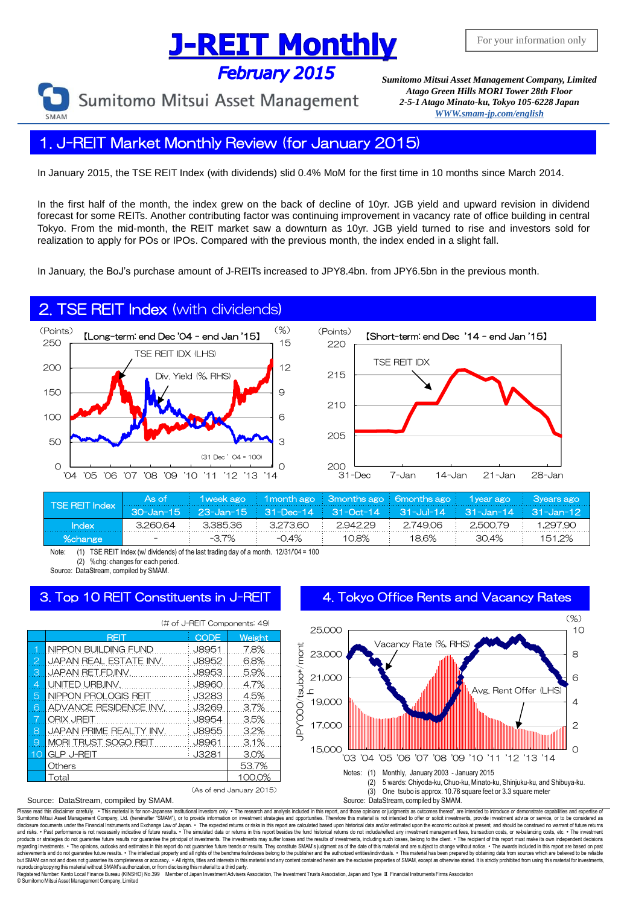# J-REIT Monthly

## February 2015

For your information only

Sumitomo Mitsui Asset Management

*Sumitomo Mitsui Asset Management Company, Limited*
*Atago Green Hills MORI Tower 28th Floor*
*2-5-1 Atago Minato-ku, Tokyo 105-6228 Japan*
*WWW.smam-jp.com/english*

## 1. J-REIT Market Monthly Review (for January 2015)

In January 2015, the TSE REIT Index (with dividends) slid 0.4% MoM for the first time in 10 months since March 2014.

In the first half of the month, the index grew on the back of decline of 10yr. JGB yield and upward revision in dividend forecast for some REITs. Another contributing factor was continuing improvement in vacancy rate of office building in central Tokyo. From the mid-month, the REIT market saw a downturn as 10yr. JGB yield turned to rise and investors sold for realization to apply for POs or IPOs. Compared with the previous month, the index ended in a slight fall.

In January, the BoJ's purchase amount of J-REITs increased to JPY8.4bn. from JPY6.5bn in the previous month.

## 2. TSE REIT Index (with dividends)

【Long-term: end Dec '04 – end Jan '15】

(Points) TSE REIT IDX (LHS); Div. Yield (%, RHS); (31 Dec' 04 = 100)

【Short-term: end Dec '14 – end Jan '15】

(Points) TSE REIT IDX

| TSE REIT Index | As of | 1week ago | 1month ago | 3months ago | 6months ago | 1year ago | 3years ago |
|---|---|---|---|---|---|---|---|
| | 30-Jan-15 | 23-Jan-15 | 31-Dec-14 | 31-Oct-14 | 31-Jul-14 | 31-Jan-14 | 31-Jan-12 |
| Index | 3,260.64 | 3,385.36 | 3,273.60 | 2,942.29 | 2,749.06 | 2,500.79 | 1,297.90 |
| %change | – | -3.7% | -0.4% | 10.8% | 18.6% | 30.4% | 151.2% |

Note: (1) TSE REIT Index (w/ dividends) of the last trading day of a month. 12/31/'04 = 100
(2) %chg: changes for each period.
Source: DataStream, compiled by SMAM.

## 3. Top 10 REIT Constituents in J-REIT

(# of J-REIT Components: 49)

| | REIT | CODE | Weight |
|---|---|---|---|
| 1 | NIPPON BUILDING FUND | J8951 | 7.8% |
| 2 | JAPAN REAL ESTATE INV. | J8952 | 6.8% |
| 3 | JAPAN RET.FD.INV. | J8953 | 5.9% |
| 4 | UNITED URB.INV. | J8960 | 4.7% |
| 5 | NIPPON PROLOGIS REIT | J3283 | 4.5% |
| 6 | ADVANCE RESIDENCE INV. | J3269 | 3.7% |
| 7 | ORIX JREIT | J8954 | 3.5% |
| 8 | JAPAN PRIME REALTY INV. | J8955 | 3.2% |
| 9 | MORI TRUST SOGO REIT | J8961 | 3.1% |
| 10 | GLP J-REIT | J3281 | 3.0% |
| | Others | | 53.7% |
| | Total | | 100.0% |

(As of end January 2015)

Source: DataStream, compiled by SMAM.

## 4. Tokyo Office Rents and Vacancy Rates

JPY000/tsubo*/month; Vacancy Rate (%, RHS); Avg. Rent Offer (LHS)

Notes: (1) Monthly, January 2003 - January 2015
(2) 5 wards: Chiyoda-ku, Chuo-ku, Minato-ku, Shinjuku-ku, and Shibuya-ku.
(3) One tsubo is approx. 10.76 square feet or 3.3 square meter
Source: DataStream, compiled by SMAM.

Please read this disclaimer carefully. • This material is for non-Japanese institutional investors only. • The research and analysis included in this report, and those opinions or judgments as outcomes thereof, are intended to introduce or demonstrate capabilities and expertise of Sumitomo Mitsui Asset Management Company, Ltd. (hereinafter "SMAM"), or to provide information on investment strategies and opportunities. Therefore this material is not intended to offer or solicit investments, provide investment advice or service, or to be considered as disclosure documents under the Financial Instruments and Exchange Law of Japan. • The expected returns or risks in this report are calculated based upon historical data and/or estimated upon the economic outlook at present, and should be construed no warrant of future returns and risks. • Past performance is not necessarily indicative of future results. • The simulated data or returns in this report besides the fund historical returns do not include/reflect any investment management fees, transaction costs, or re-balancing costs, etc. • The investment products or strategies do not guarantee future results nor guarantee the principal of investments. The investments may suffer losses and the results of investments, including such losses, belong to the client. • The recipient of this report must make its own independent decisions regarding investments. • The opinions, outlooks and estimates in this report do not guarantee future trends or results. They constitute SMAM's judgment as of the date of this material and are subject to change without notice. • The awards included in this report are based on past achievements and do not guarantee future results. • The intellectual property and all rights of the benchmarks/indexes belong to the publisher and the authorized entities/individuals. • This material has been prepared by obtaining data from sources which are believed to be reliable but SMAM can not and does not guarantee its completeness or accuracy. • All rights, titles and interests in this material and any content contained herein are the exclusive properties of SMAM, except as otherwise stated. It is strictly prohibited from using this material for investments, reproducing/copying this material without SMAM's authorization, or from disclosing this material to a third party.
Registered Number: Kanto Local Finance Bureau (KINSHO) No.399 Member of Japan Investment Advisers Association, The Investment Trusts Association, Japan and Type II Financial Instruments Firms Association
© Sumitomo Mitsui Asset Management Company, Limited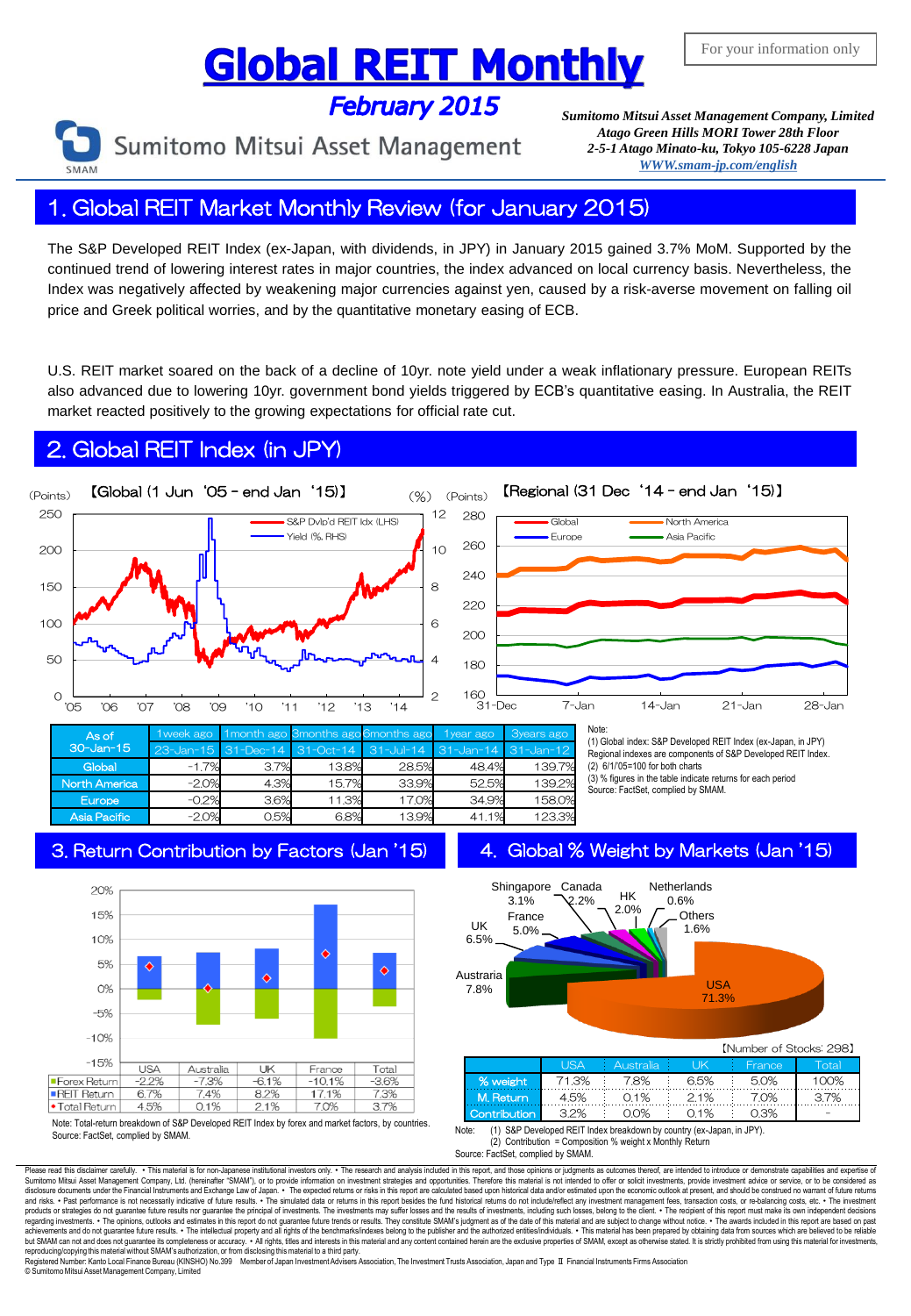# Global REIT Monthly

*February 2015*

For your information only

Sumitomo Mitsui Asset Management

SMAM

***Sumitomo Mitsui Asset Management Company, Limited***
***Atago Green Hills MORI Tower 28th Floor***
***2-5-1 Atago Minato-ku, Tokyo 105-6228 Japan***
***WWW.smam-jp.com/english***

## 1. Global REIT Market Monthly Review (for January 2015)

The S&P Developed REIT Index (ex-Japan, with dividends, in JPY) in January 2015 gained 3.7% MoM. Supported by the continued trend of lowering interest rates in major countries, the index advanced on local currency basis. Nevertheless, the Index was negatively affected by weakening major currencies against yen, caused by a risk-averse movement on falling oil price and Greek political worries, and by the quantitative monetary easing of ECB.

U.S. REIT market soared on the back of a decline of 10yr. note yield under a weak inflationary pressure. European REITs also advanced due to lowering 10yr. government bond yields triggered by ECB's quantitative easing. In Australia, the REIT market reacted positively to the growing expectations for official rate cut.

## 2. Global REIT Index (in JPY)

【Global (1 Jun '05 – end Jan '15)】

(Points) (%)

S&P Dvlp'd REIT Idx (LHS)
Yield (%, RHS)

250 200 150 100 50 0
12 10 8 6 4 2
'05 '06 '07 '08 '09 '10 '11 '12 '13 '14

【Regional (31 Dec '14 – end Jan '15)】

(Points)

Global
North America
Europe
Asia Pacific

280 260 240 220 200 180 160
31-Dec 7-Jan 14-Jan 21-Jan 28-Jan

| As of 30-Jan-15 | 1week ago | 1month ago | 3months ago | 6months ago | 1year ago | 3years ago |
|---|---|---|---|---|---|---|
| | 23-Jan-15 | 31-Dec-14 | 31-Oct-14 | 31-Jul-14 | 31-Jan-14 | 31-Jan-12 |
| Global | -1.7% | 3.7% | 13.8% | 28.5% | 48.4% | 139.7% |
| North America | -2.0% | 4.3% | 15.7% | 33.9% | 52.5% | 139.2% |
| Europe | -0.2% | 3.6% | 11.3% | 17.0% | 34.9% | 158.0% |
| Asia Pacific | -2.0% | 0.5% | 6.8% | 13.9% | 41.1% | 123.3% |

Note:
(1) Global index: S&P Developed REIT Index (ex-Japan, in JPY)
Regional indexes are components of S&P Developed REIT Index.
(2) 6/1/'05=100 for both charts
(3) % figures in the table indicate returns for each period
Source: FactSet, complied by SMAM.

## 3. Return Contribution by Factors (Jan '15)

20% 15% 10% 5% 0% -5% -10% -15%

| | USA | Australia | UK | France | Total |
|---|---|---|---|---|---|
| Forex Return | -2.2% | -7.3% | -6.1% | -10.1% | -3.6% |
| REIT Return | 6.7% | 7.4% | 8.2% | 17.1% | 7.3% |
| Total Return | 4.5% | 0.1% | 2.1% | 7.0% | 3.7% |

Note: Total-return breakdown of S&P Developed REIT Index by forex and market factors, by countries.
Source: FactSet, complied by SMAM.

## 4. Global % Weight by Markets (Jan '15)

Singapore 3.1%
Canada 2.2%
HK 2.0%
Netherlands 0.6%
Others 1.6%
France 5.0%
UK 6.5%
Austraria 7.8%
USA 71.3%

【Number of Stocks: 298】

| | USA | Australia | UK | France | Total |
|---|---|---|---|---|---|
| % weight | 71.3% | 7.8% | 6.5% | 5.0% | 100% |
| M. Return | 4.5% | 0.1% | 2.1% | 7.0% | 3.7% |
| Contribution | 3.2% | 0.0% | 0.1% | 0.3% | - |

Note: (1) S&P Developed REIT Index breakdown by country (ex-Japan, in JPY).
(2) Contribution = Composition % weight x Monthly Return
Source: FactSet, complied by SMAM.

Please read this disclaimer carefully. • This material is for non-Japanese institutional investors only. • The research and analysis included in this report, and those opinions or judgments as outcomes thereof, are intended to introduce or demonstrate capabilities and expertise of Sumitomo Mitsui Asset Management Company, Ltd. (hereinafter "SMAM"), or to provide information on investment strategies and opportunities. Therefore this material is not intended to offer or solicit investments, provide investment advice or service, or to be considered as disclosure documents under the Financial Instruments and Exchange Law of Japan. • The expected returns or risks in this report are calculated based upon historical data and/or estimated upon the economic outlook at present, and should be construed no warrant of future returns and risks. • Past performance is not necessarily indicative of future results. • The simulated data or returns in this report besides the fund historical returns do not include/reflect any investment management fees, transaction costs, or re-balancing costs, etc. • The investment products or strategies do not guarantee future results nor guarantee the principal of investments. The investments may suffer losses and the results of investments, including such losses, belong to the client. • The recipient of this report must make its own independent decisions regarding investments. • The opinions, outlooks and estimates in this report do not guarantee future trends or results. They constitute SMAM's judgment as of the date of this material and are subject to change without notice. • The awards included in this report are based on past achievements and do not guarantee future results. • The intellectual property and all rights of the benchmarks/indexes belong to the publisher and the authorized entities/individuals. • This material has been prepared by obtaining data from sources which are believed to be reliable but SMAM can not and does not guarantee its completeness or accuracy. • All rights, titles and interests in this material and any content contained herein are the exclusive properties of SMAM, except as otherwise stated. It is strictly prohibited from using this material for investments, reproducing/copying this material without SMAM's authorization, or from disclosing this material to a third party.
Registered Number: Kanto Local Finance Bureau (KINSHO) No.399 Member of Japan Investment Advisers Association, The Investment Trusts Association, Japan and Type Ⅱ Financial Instruments Firms Association
© Sumitomo Mitsui Asset Management Company, Limited